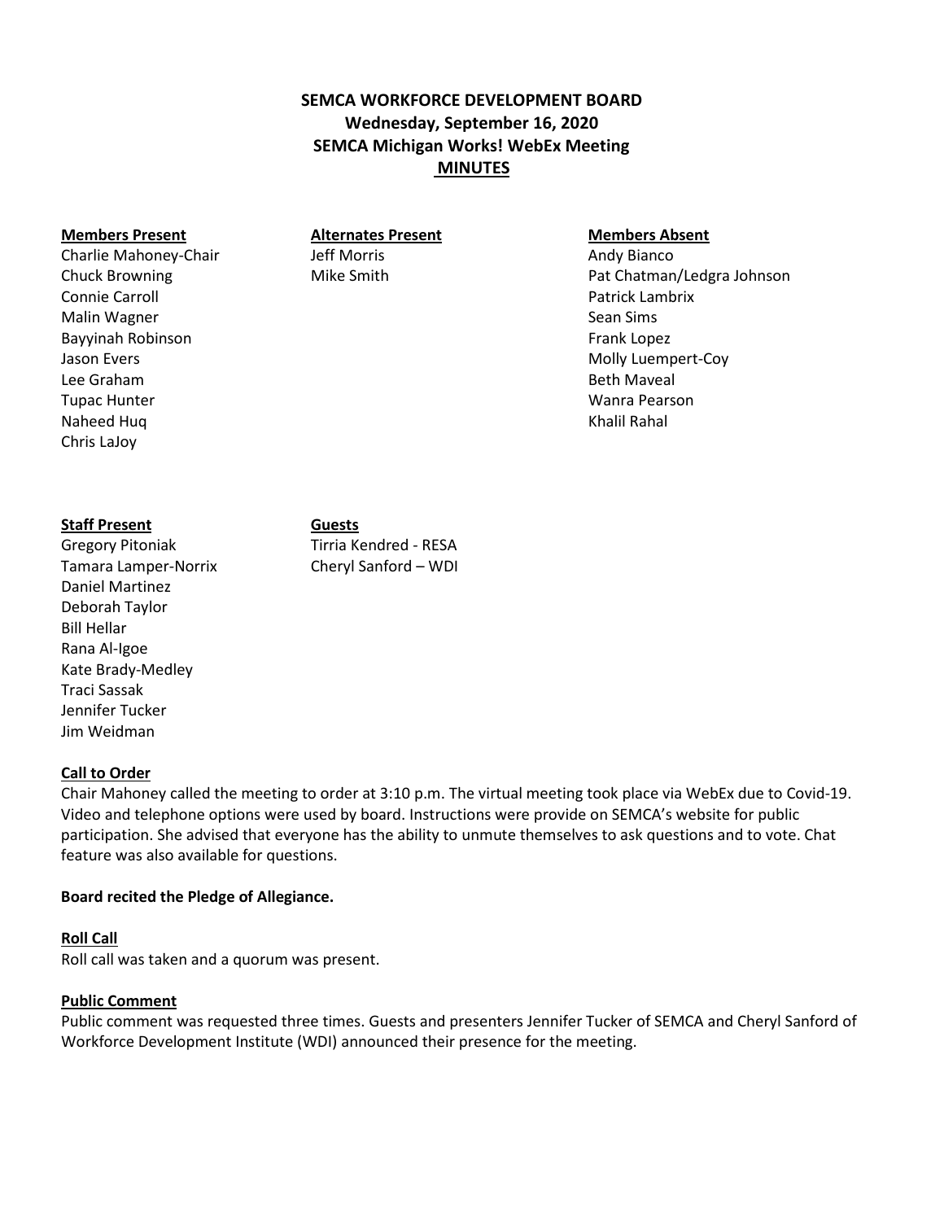# SEMCA WORKFORCE DEVELOPMENT BOARD
## Wednesday, September 16, 2020
## SEMCA Michigan Works! WebEx Meeting
## MINUTES

| Members Present | Alternates Present | Members Absent |
|---|---|---|
| Charlie Mahoney-Chair | Jeff Morris | Andy Bianco |
| Chuck Browning | Mike Smith | Pat Chatman/Ledgra Johnson |
| Connie Carroll | | Patrick Lambrix |
| Malin Wagner | | Sean Sims |
| Bayyinah Robinson | | Frank Lopez |
| Jason Evers | | Molly Luempert-Coy |
| Lee Graham | | Beth Maveal |
| Tupac Hunter | | Wanra Pearson |
| Naheed Huq | | Khalil Rahal |
| Chris LaJoy | | |

| Staff Present | Guests |
|---|---|
| Gregory Pitoniak | Tirria Kendred - RESA |
| Tamara Lamper-Norrix | Cheryl Sanford – WDI |
| Daniel Martinez | |
| Deborah Taylor | |
| Bill Hellar | |
| Rana Al-Igoe | |
| Kate Brady-Medley | |
| Traci Sassak | |
| Jennifer Tucker | |
| Jim Weidman | |

**Call to Order**

Chair Mahoney called the meeting to order at 3:10 p.m. The virtual meeting took place via WebEx due to Covid-19. Video and telephone options were used by board. Instructions were provide on SEMCA's website for public participation. She advised that everyone has the ability to unmute themselves to ask questions and to vote. Chat feature was also available for questions.

**Board recited the Pledge of Allegiance.**

**Roll Call**

Roll call was taken and a quorum was present.

**Public Comment**

Public comment was requested three times. Guests and presenters Jennifer Tucker of SEMCA and Cheryl Sanford of Workforce Development Institute (WDI) announced their presence for the meeting.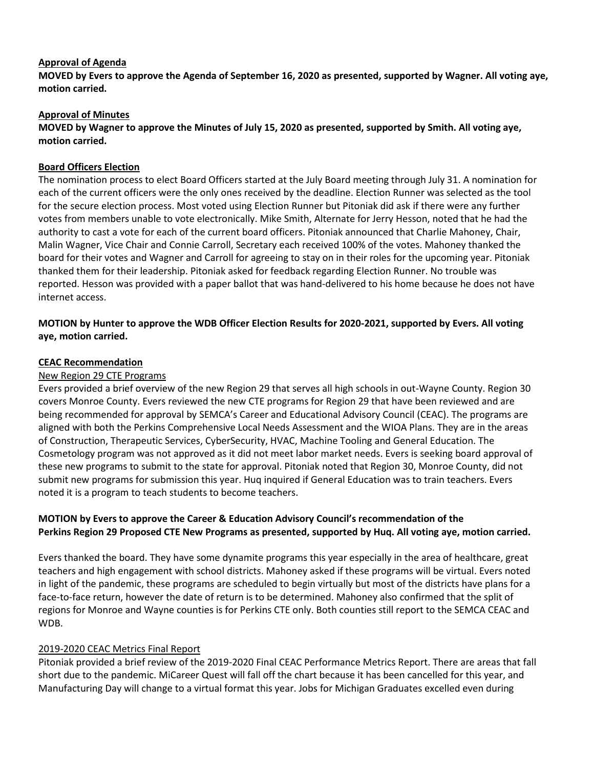**Approval of Agenda**

**MOVED by Evers to approve the Agenda of September 16, 2020 as presented, supported by Wagner. All voting aye, motion carried.**

**Approval of Minutes**

**MOVED by Wagner to approve the Minutes of July 15, 2020 as presented, supported by Smith. All voting aye, motion carried.**

**Board Officers Election**

The nomination process to elect Board Officers started at the July Board meeting through July 31. A nomination for each of the current officers were the only ones received by the deadline. Election Runner was selected as the tool for the secure election process. Most voted using Election Runner but Pitoniak did ask if there were any further votes from members unable to vote electronically. Mike Smith, Alternate for Jerry Hesson, noted that he had the authority to cast a vote for each of the current board officers. Pitoniak announced that Charlie Mahoney, Chair, Malin Wagner, Vice Chair and Connie Carroll, Secretary each received 100% of the votes. Mahoney thanked the board for their votes and Wagner and Carroll for agreeing to stay on in their roles for the upcoming year. Pitoniak thanked them for their leadership. Pitoniak asked for feedback regarding Election Runner. No trouble was reported. Hesson was provided with a paper ballot that was hand-delivered to his home because he does not have internet access.

**MOTION by Hunter to approve the WDB Officer Election Results for 2020-2021, supported by Evers. All voting aye, motion carried.**

**CEAC Recommendation**

New Region 29 CTE Programs

Evers provided a brief overview of the new Region 29 that serves all high schools in out-Wayne County. Region 30 covers Monroe County. Evers reviewed the new CTE programs for Region 29 that have been reviewed and are being recommended for approval by SEMCA's Career and Educational Advisory Council (CEAC). The programs are aligned with both the Perkins Comprehensive Local Needs Assessment and the WIOA Plans. They are in the areas of Construction, Therapeutic Services, CyberSecurity, HVAC, Machine Tooling and General Education. The Cosmetology program was not approved as it did not meet labor market needs. Evers is seeking board approval of these new programs to submit to the state for approval. Pitoniak noted that Region 30, Monroe County, did not submit new programs for submission this year. Huq inquired if General Education was to train teachers. Evers noted it is a program to teach students to become teachers.

**MOTION by Evers to approve the Career & Education Advisory Council's recommendation of the Perkins Region 29 Proposed CTE New Programs as presented, supported by Huq. All voting aye, motion carried.**

Evers thanked the board. They have some dynamite programs this year especially in the area of healthcare, great teachers and high engagement with school districts. Mahoney asked if these programs will be virtual. Evers noted in light of the pandemic, these programs are scheduled to begin virtually but most of the districts have plans for a face-to-face return, however the date of return is to be determined. Mahoney also confirmed that the split of regions for Monroe and Wayne counties is for Perkins CTE only. Both counties still report to the SEMCA CEAC and WDB.

2019-2020 CEAC Metrics Final Report

Pitoniak provided a brief review of the 2019-2020 Final CEAC Performance Metrics Report. There are areas that fall short due to the pandemic. MiCareer Quest will fall off the chart because it has been cancelled for this year, and Manufacturing Day will change to a virtual format this year. Jobs for Michigan Graduates excelled even during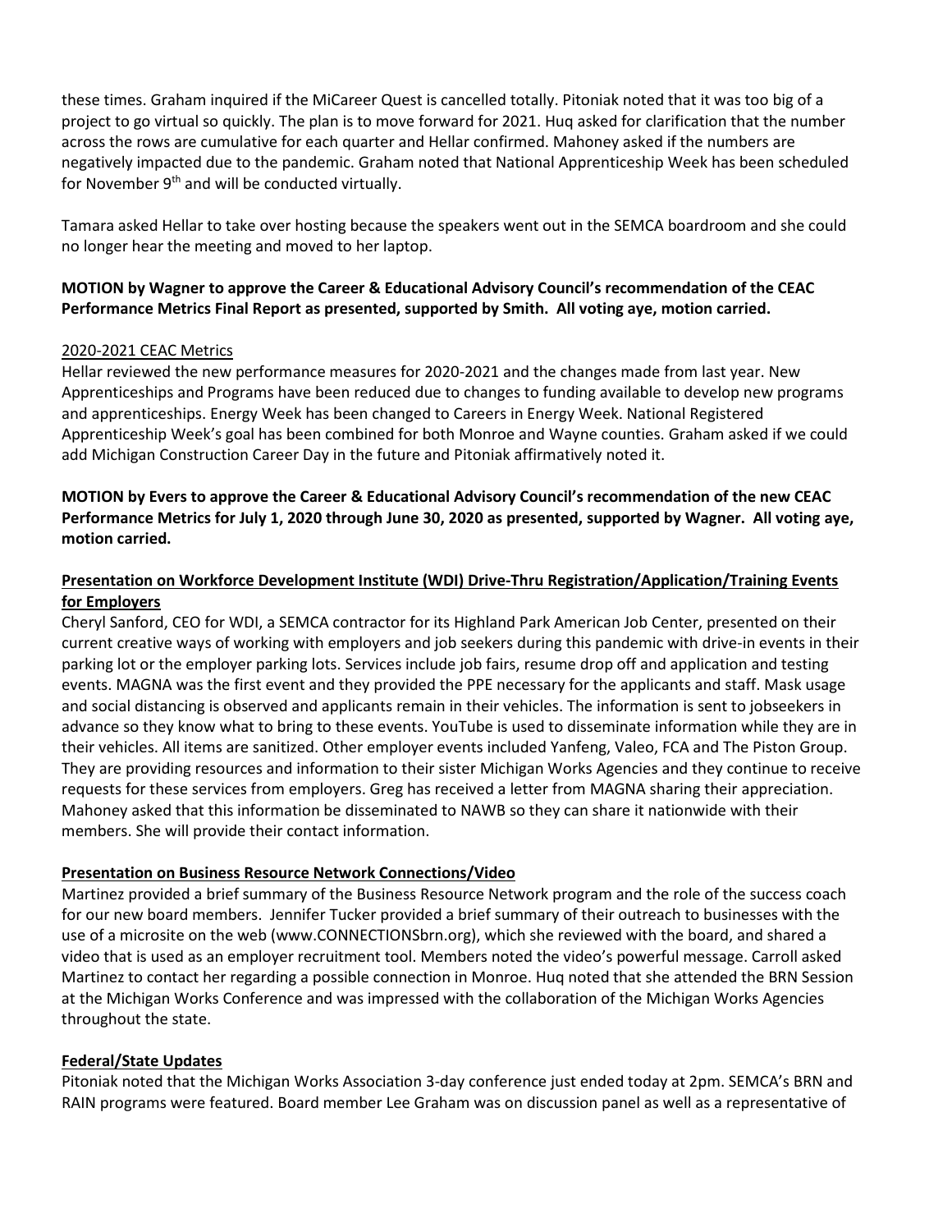these times. Graham inquired if the MiCareer Quest is cancelled totally. Pitoniak noted that it was too big of a project to go virtual so quickly. The plan is to move forward for 2021. Huq asked for clarification that the number across the rows are cumulative for each quarter and Hellar confirmed. Mahoney asked if the numbers are negatively impacted due to the pandemic. Graham noted that National Apprenticeship Week has been scheduled for November 9th and will be conducted virtually.

Tamara asked Hellar to take over hosting because the speakers went out in the SEMCA boardroom and she could no longer hear the meeting and moved to her laptop.

**MOTION by Wagner to approve the Career & Educational Advisory Council's recommendation of the CEAC Performance Metrics Final Report as presented, supported by Smith. All voting aye, motion carried.**

2020-2021 CEAC Metrics

Hellar reviewed the new performance measures for 2020-2021 and the changes made from last year. New Apprenticeships and Programs have been reduced due to changes to funding available to develop new programs and apprenticeships. Energy Week has been changed to Careers in Energy Week. National Registered Apprenticeship Week's goal has been combined for both Monroe and Wayne counties. Graham asked if we could add Michigan Construction Career Day in the future and Pitoniak affirmatively noted it.

**MOTION by Evers to approve the Career & Educational Advisory Council's recommendation of the new CEAC Performance Metrics for July 1, 2020 through June 30, 2020 as presented, supported by Wagner. All voting aye, motion carried.**

**Presentation on Workforce Development Institute (WDI) Drive-Thru Registration/Application/Training Events for Employers**

Cheryl Sanford, CEO for WDI, a SEMCA contractor for its Highland Park American Job Center, presented on their current creative ways of working with employers and job seekers during this pandemic with drive-in events in their parking lot or the employer parking lots. Services include job fairs, resume drop off and application and testing events. MAGNA was the first event and they provided the PPE necessary for the applicants and staff. Mask usage and social distancing is observed and applicants remain in their vehicles. The information is sent to jobseekers in advance so they know what to bring to these events. YouTube is used to disseminate information while they are in their vehicles. All items are sanitized. Other employer events included Yanfeng, Valeo, FCA and The Piston Group. They are providing resources and information to their sister Michigan Works Agencies and they continue to receive requests for these services from employers. Greg has received a letter from MAGNA sharing their appreciation. Mahoney asked that this information be disseminated to NAWB so they can share it nationwide with their members. She will provide their contact information.

**Presentation on Business Resource Network Connections/Video**

Martinez provided a brief summary of the Business Resource Network program and the role of the success coach for our new board members. Jennifer Tucker provided a brief summary of their outreach to businesses with the use of a microsite on the web (www.CONNECTIONSbrn.org), which she reviewed with the board, and shared a video that is used as an employer recruitment tool. Members noted the video's powerful message. Carroll asked Martinez to contact her regarding a possible connection in Monroe. Huq noted that she attended the BRN Session at the Michigan Works Conference and was impressed with the collaboration of the Michigan Works Agencies throughout the state.

**Federal/State Updates**

Pitoniak noted that the Michigan Works Association 3-day conference just ended today at 2pm. SEMCA's BRN and RAIN programs were featured. Board member Lee Graham was on discussion panel as well as a representative of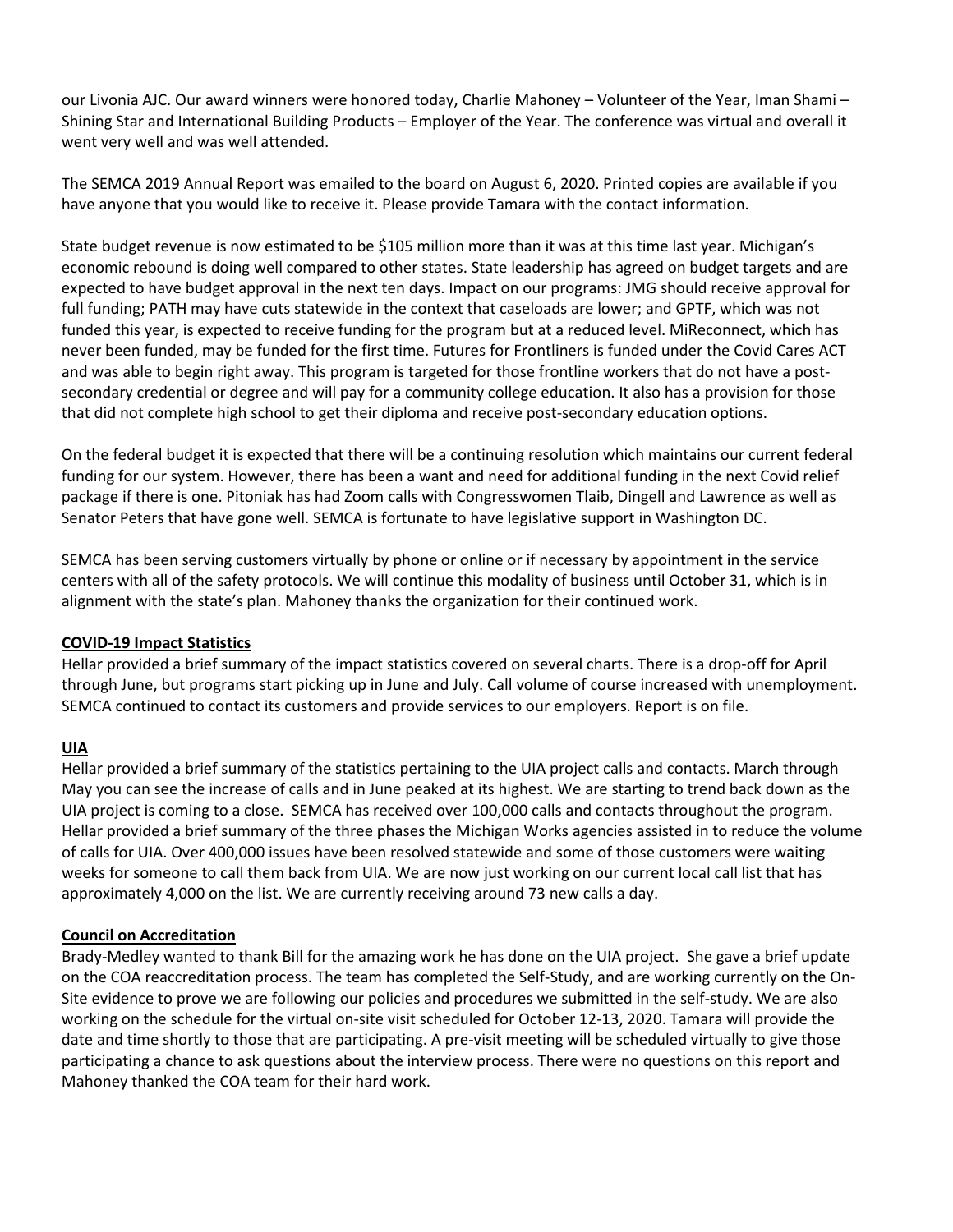our Livonia AJC. Our award winners were honored today, Charlie Mahoney – Volunteer of the Year, Iman Shami – Shining Star and International Building Products – Employer of the Year. The conference was virtual and overall it went very well and was well attended.

The SEMCA 2019 Annual Report was emailed to the board on August 6, 2020. Printed copies are available if you have anyone that you would like to receive it. Please provide Tamara with the contact information.

State budget revenue is now estimated to be $105 million more than it was at this time last year. Michigan's economic rebound is doing well compared to other states. State leadership has agreed on budget targets and are expected to have budget approval in the next ten days. Impact on our programs: JMG should receive approval for full funding; PATH may have cuts statewide in the context that caseloads are lower; and GPTF, which was not funded this year, is expected to receive funding for the program but at a reduced level. MiReconnect, which has never been funded, may be funded for the first time. Futures for Frontliners is funded under the Covid Cares ACT and was able to begin right away. This program is targeted for those frontline workers that do not have a post-secondary credential or degree and will pay for a community college education. It also has a provision for those that did not complete high school to get their diploma and receive post-secondary education options.

On the federal budget it is expected that there will be a continuing resolution which maintains our current federal funding for our system. However, there has been a want and need for additional funding in the next Covid relief package if there is one. Pitoniak has had Zoom calls with Congresswomen Tlaib, Dingell and Lawrence as well as Senator Peters that have gone well. SEMCA is fortunate to have legislative support in Washington DC.

SEMCA has been serving customers virtually by phone or online or if necessary by appointment in the service centers with all of the safety protocols. We will continue this modality of business until October 31, which is in alignment with the state's plan. Mahoney thanks the organization for their continued work.

**COVID-19 Impact Statistics**

Hellar provided a brief summary of the impact statistics covered on several charts. There is a drop-off for April through June, but programs start picking up in June and July. Call volume of course increased with unemployment. SEMCA continued to contact its customers and provide services to our employers. Report is on file.

**UIA**

Hellar provided a brief summary of the statistics pertaining to the UIA project calls and contacts. March through May you can see the increase of calls and in June peaked at its highest. We are starting to trend back down as the UIA project is coming to a close. SEMCA has received over 100,000 calls and contacts throughout the program. Hellar provided a brief summary of the three phases the Michigan Works agencies assisted in to reduce the volume of calls for UIA. Over 400,000 issues have been resolved statewide and some of those customers were waiting weeks for someone to call them back from UIA. We are now just working on our current local call list that has approximately 4,000 on the list. We are currently receiving around 73 new calls a day.

**Council on Accreditation**

Brady-Medley wanted to thank Bill for the amazing work he has done on the UIA project. She gave a brief update on the COA reaccreditation process. The team has completed the Self-Study, and are working currently on the On-Site evidence to prove we are following our policies and procedures we submitted in the self-study. We are also working on the schedule for the virtual on-site visit scheduled for October 12-13, 2020. Tamara will provide the date and time shortly to those that are participating. A pre-visit meeting will be scheduled virtually to give those participating a chance to ask questions about the interview process. There were no questions on this report and Mahoney thanked the COA team for their hard work.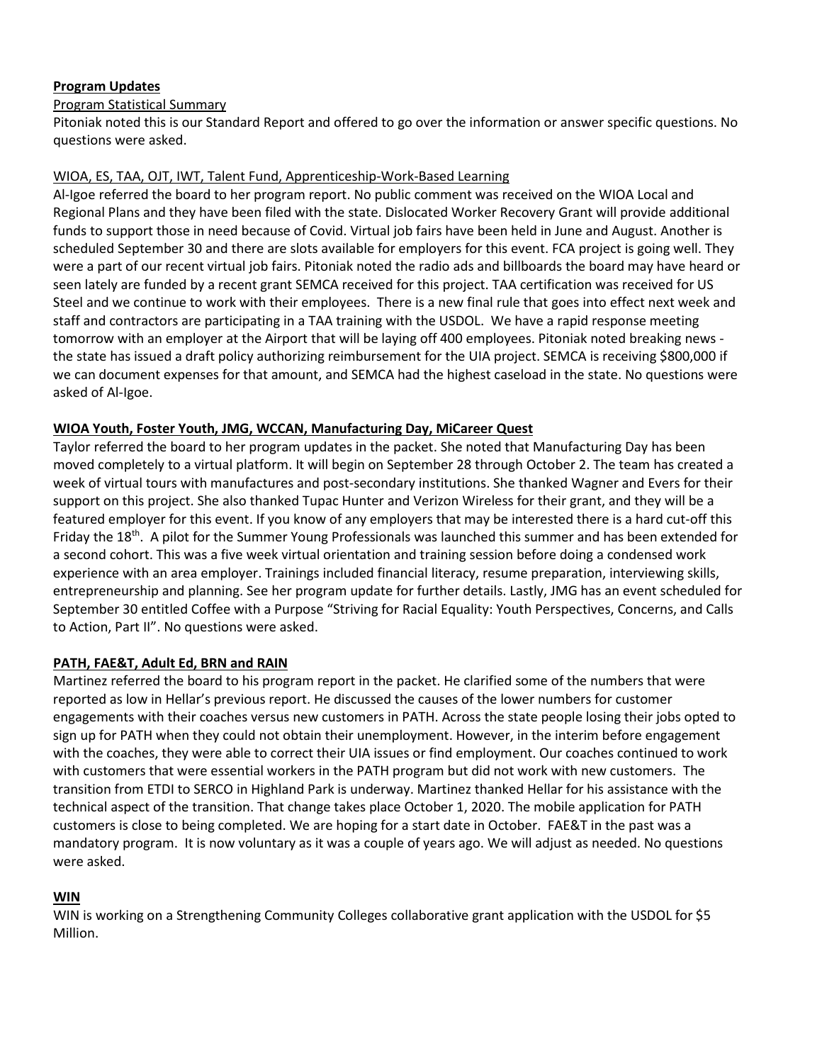**Program Updates**

Program Statistical Summary

Pitoniak noted this is our Standard Report and offered to go over the information or answer specific questions. No questions were asked.

WIOA, ES, TAA, OJT, IWT, Talent Fund, Apprenticeship-Work-Based Learning

Al-Igoe referred the board to her program report. No public comment was received on the WIOA Local and Regional Plans and they have been filed with the state. Dislocated Worker Recovery Grant will provide additional funds to support those in need because of Covid. Virtual job fairs have been held in June and August. Another is scheduled September 30 and there are slots available for employers for this event. FCA project is going well. They were a part of our recent virtual job fairs. Pitoniak noted the radio ads and billboards the board may have heard or seen lately are funded by a recent grant SEMCA received for this project. TAA certification was received for US Steel and we continue to work with their employees. There is a new final rule that goes into effect next week and staff and contractors are participating in a TAA training with the USDOL. We have a rapid response meeting tomorrow with an employer at the Airport that will be laying off 400 employees. Pitoniak noted breaking news - the state has issued a draft policy authorizing reimbursement for the UIA project. SEMCA is receiving $800,000 if we can document expenses for that amount, and SEMCA had the highest caseload in the state. No questions were asked of Al-Igoe.

**WIOA Youth, Foster Youth, JMG, WCCAN, Manufacturing Day, MiCareer Quest**

Taylor referred the board to her program updates in the packet. She noted that Manufacturing Day has been moved completely to a virtual platform. It will begin on September 28 through October 2. The team has created a week of virtual tours with manufactures and post-secondary institutions. She thanked Wagner and Evers for their support on this project. She also thanked Tupac Hunter and Verizon Wireless for their grant, and they will be a featured employer for this event. If you know of any employers that may be interested there is a hard cut-off this Friday the 18th. A pilot for the Summer Young Professionals was launched this summer and has been extended for a second cohort. This was a five week virtual orientation and training session before doing a condensed work experience with an area employer. Trainings included financial literacy, resume preparation, interviewing skills, entrepreneurship and planning. See her program update for further details. Lastly, JMG has an event scheduled for September 30 entitled Coffee with a Purpose "Striving for Racial Equality: Youth Perspectives, Concerns, and Calls to Action, Part II". No questions were asked.

**PATH, FAE&T, Adult Ed, BRN and RAIN**

Martinez referred the board to his program report in the packet. He clarified some of the numbers that were reported as low in Hellar's previous report. He discussed the causes of the lower numbers for customer engagements with their coaches versus new customers in PATH. Across the state people losing their jobs opted to sign up for PATH when they could not obtain their unemployment. However, in the interim before engagement with the coaches, they were able to correct their UIA issues or find employment. Our coaches continued to work with customers that were essential workers in the PATH program but did not work with new customers. The transition from ETDI to SERCO in Highland Park is underway. Martinez thanked Hellar for his assistance with the technical aspect of the transition. That change takes place October 1, 2020. The mobile application for PATH customers is close to being completed. We are hoping for a start date in October. FAE&T in the past was a mandatory program. It is now voluntary as it was a couple of years ago. We will adjust as needed. No questions were asked.

**WIN**

WIN is working on a Strengthening Community Colleges collaborative grant application with the USDOL for $5 Million.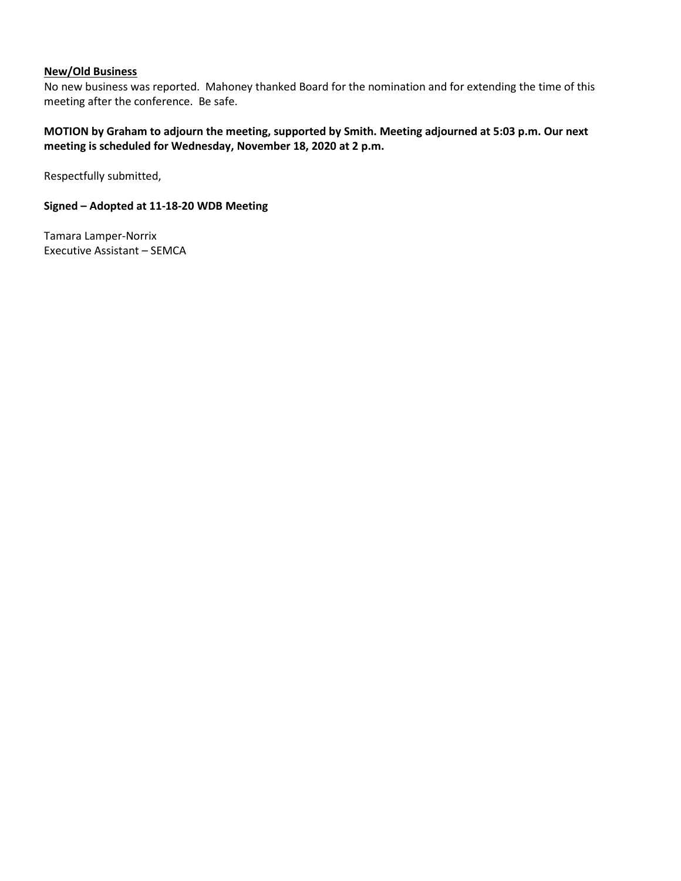**New/Old Business**

No new business was reported. Mahoney thanked Board for the nomination and for extending the time of this meeting after the conference. Be safe.

**MOTION by Graham to adjourn the meeting, supported by Smith. Meeting adjourned at 5:03 p.m. Our next meeting is scheduled for Wednesday, November 18, 2020 at 2 p.m.**

Respectfully submitted,

**Signed – Adopted at 11-18-20 WDB Meeting**

Tamara Lamper-Norrix
Executive Assistant – SEMCA